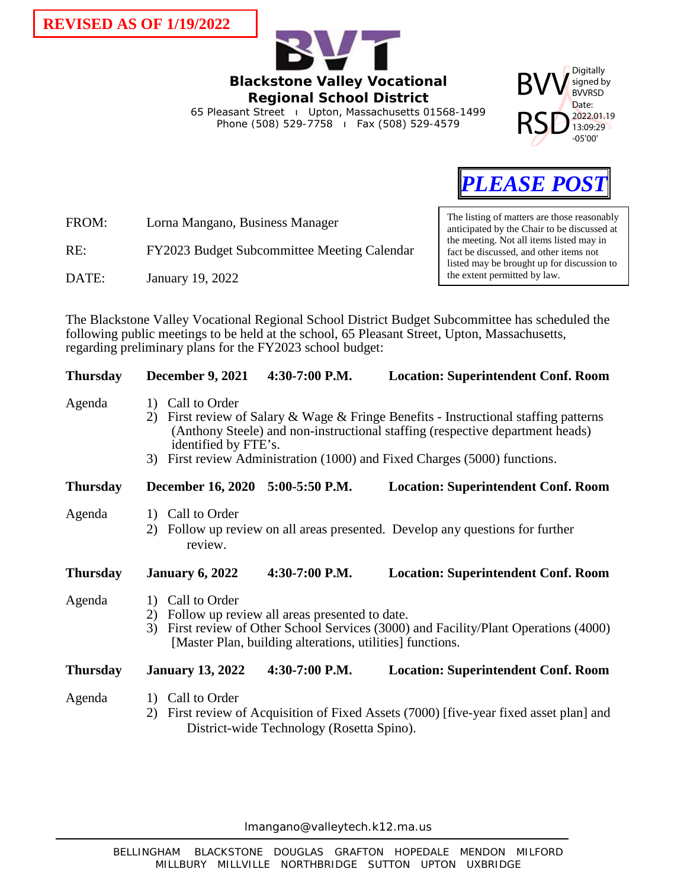**REVISED AS OF 1/19/2022**

# Blackstone Valley Vocational Regional School District

65 Pleasant Street | Upton, Massachusetts 01568-1499
Phone (508) 529-7758 | Fax (508) 529-4579

BVVRSD Digitally signed by BVVRSD Date: 2022.01.19 13:09:29 -05'00'

***PLEASE POST***

The listing of matters are those reasonably anticipated by the Chair to be discussed at the meeting. Not all items listed may in fact be discussed, and other items not listed may be brought up for discussion to the extent permitted by law.

FROM: Lorna Mangano, Business Manager

RE: FY2023 Budget Subcommittee Meeting Calendar

DATE: January 19, 2022

The Blackstone Valley Vocational Regional School District Budget Subcommittee has scheduled the following public meetings to be held at the school, 65 Pleasant Street, Upton, Massachusetts, regarding preliminary plans for the FY2023 school budget:

**Thursday** **December 9, 2021** **4:30-7:00 P.M.** **Location: Superintendent Conf. Room**

Agenda
1) Call to Order
2) First review of Salary & Wage & Fringe Benefits - Instructional staffing patterns (Anthony Steele) and non-instructional staffing (respective department heads) identified by FTE's.
3) First review Administration (1000) and Fixed Charges (5000) functions.

**Thursday** **December 16, 2020** **5:00-5:50 P.M.** **Location: Superintendent Conf. Room**

Agenda
1) Call to Order
2) Follow up review on all areas presented. Develop any questions for further review.

**Thursday** **January 6, 2022** **4:30-7:00 P.M.** **Location: Superintendent Conf. Room**

Agenda
1) Call to Order
2) Follow up review all areas presented to date.
3) First review of Other School Services (3000) and Facility/Plant Operations (4000) [Master Plan, building alterations, utilities] functions.

**Thursday** **January 13, 2022** **4:30-7:00 P.M.** **Location: Superintendent Conf. Room**

Agenda
1) Call to Order
2) First review of Acquisition of Fixed Assets (7000) [five-year fixed asset plan] and District-wide Technology (Rosetta Spino).

lmangano@valleytech.k12.ma.us

BELLINGHAM BLACKSTONE DOUGLAS GRAFTON HOPEDALE MENDON MILFORD MILLBURY MILLVILLE NORTHBRIDGE SUTTON UPTON UXBRIDGE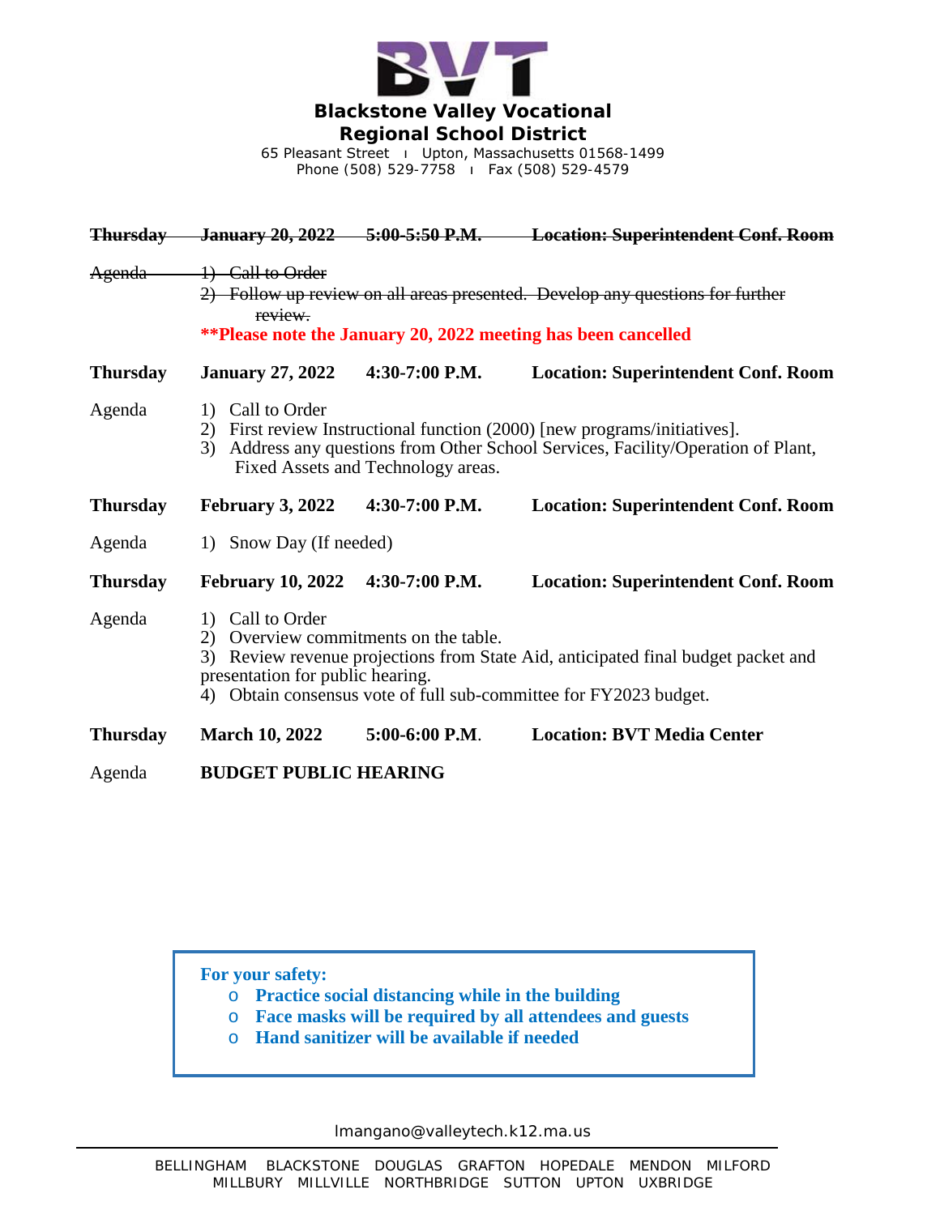**Blackstone Valley Vocational Regional School District**

65 Pleasant Street | Upton, Massachusetts 01568-1499
Phone (508) 529-7758 | Fax (508) 529-4579

~~**Thursday** **January 20, 2022** **5:00-5:50 P.M.** **Location: Superintendent Conf. Room**~~

~~Agenda 1) Call to Order~~
~~2) Follow up review on all areas presented. Develop any questions for further review.~~

**\*\*Please note the January 20, 2022 meeting has been cancelled**

**Thursday** **January 27, 2022** **4:30-7:00 P.M.** **Location: Superintendent Conf. Room**

Agenda
1) Call to Order
2) First review Instructional function (2000) [new programs/initiatives].
3) Address any questions from Other School Services, Facility/Operation of Plant, Fixed Assets and Technology areas.

**Thursday** **February 3, 2022** **4:30-7:00 P.M.** **Location: Superintendent Conf. Room**

Agenda
1) Snow Day (If needed)

**Thursday** **February 10, 2022** **4:30-7:00 P.M.** **Location: Superintendent Conf. Room**

Agenda
1) Call to Order
2) Overview commitments on the table.
3) Review revenue projections from State Aid, anticipated final budget packet and presentation for public hearing.
4) Obtain consensus vote of full sub-committee for FY2023 budget.

**Thursday** **March 10, 2022** **5:00-6:00 P.M.** **Location: BVT Media Center**

Agenda **BUDGET PUBLIC HEARING**

**For your safety:**
- **Practice social distancing while in the building**
- **Face masks will be required by all attendees and guests**
- **Hand sanitizer will be available if needed**

lmangano@valleytech.k12.ma.us

BELLINGHAM BLACKSTONE DOUGLAS GRAFTON HOPEDALE MENDON MILFORD MILLBURY MILLVILLE NORTHBRIDGE SUTTON UPTON UXBRIDGE